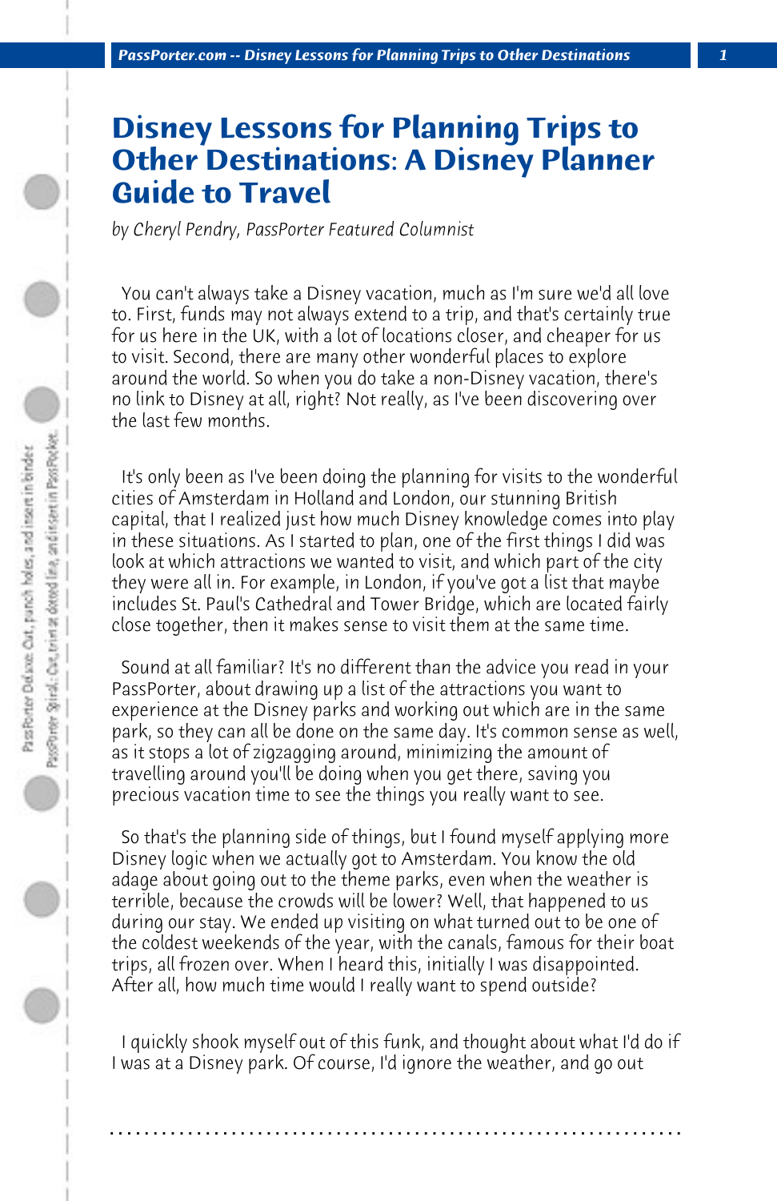# Disney Lessons for Planning Trips to Other Destinations: A Disney Planner Guide to Travel

*by Cheryl Pendry, PassPorter Featured Columnist*

You can't always take a Disney vacation, much as I'm sure we'd all love to. First, funds may not always extend to a trip, and that's certainly true for us here in the UK, with a lot of locations closer, and cheaper for us to visit. Second, there are many other wonderful places to explore around the world. So when you do take a non-Disney vacation, there's no link to Disney at all, right? Not really, as I've been discovering over the last few months.

It's only been as I've been doing the planning for visits to the wonderful cities of Amsterdam in Holland and London, our stunning British capital, that I realized just how much Disney knowledge comes into play in these situations. As I started to plan, one of the first things I did was look at which attractions we wanted to visit, and which part of the city they were all in. For example, in London, if you've got a list that maybe includes St. Paul's Cathedral and Tower Bridge, which are located fairly close together, then it makes sense to visit them at the same time.

Sound at all familiar? It's no different than the advice you read in your PassPorter, about drawing up a list of the attractions you want to experience at the Disney parks and working out which are in the same park, so they can all be done on the same day. It's common sense as well, as it stops a lot of zigzagging around, minimizing the amount of travelling around you'll be doing when you get there, saving you precious vacation time to see the things you really want to see.

So that's the planning side of things, but I found myself applying more Disney logic when we actually got to Amsterdam. You know the old adage about going out to the theme parks, even when the weather is terrible, because the crowds will be lower? Well, that happened to us during our stay. We ended up visiting on what turned out to be one of the coldest weekends of the year, with the canals, famous for their boat trips, all frozen over. When I heard this, initially I was disappointed. After all, how much time would I really want to spend outside?

I quickly shook myself out of this funk, and thought about what I'd do if I was at a Disney park. Of course, I'd ignore the weather, and go out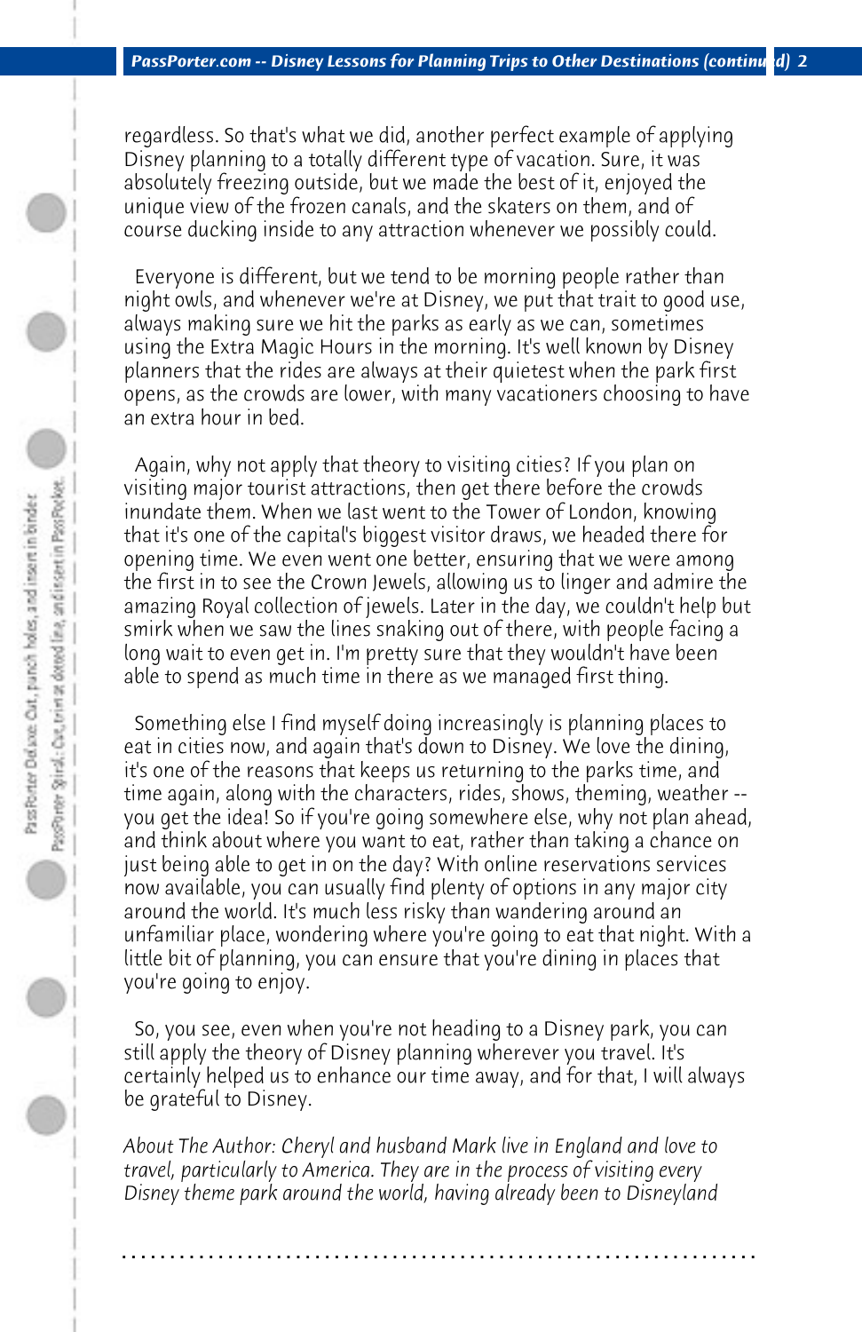regardless. So that's what we did, another perfect example of applying Disney planning to a totally different type of vacation. Sure, it was absolutely freezing outside, but we made the best of it, enjoyed the unique view of the frozen canals, and the skaters on them, and of course ducking inside to any attraction whenever we possibly could.

Everyone is different, but we tend to be morning people rather than night owls, and whenever we're at Disney, we put that trait to good use, always making sure we hit the parks as early as we can, sometimes using the Extra Magic Hours in the morning. It's well known by Disney planners that the rides are always at their quietest when the park first opens, as the crowds are lower, with many vacationers choosing to have an extra hour in bed.

Again, why not apply that theory to visiting cities? If you plan on visiting major tourist attractions, then get there before the crowds inundate them. When we last went to the Tower of London, knowing that it's one of the capital's biggest visitor draws, we headed there for opening time. We even went one better, ensuring that we were among the first in to see the Crown Jewels, allowing us to linger and admire the amazing Royal collection of jewels. Later in the day, we couldn't help but smirk when we saw the lines snaking out of there, with people facing a long wait to even get in. I'm pretty sure that they wouldn't have been able to spend as much time in there as we managed first thing.

Something else I find myself doing increasingly is planning places to eat in cities now, and again that's down to Disney. We love the dining, it's one of the reasons that keeps us returning to the parks time, and time again, along with the characters, rides, shows, theming, weather -- you get the idea! So if you're going somewhere else, why not plan ahead, and think about where you want to eat, rather than taking a chance on just being able to get in on the day? With online reservations services now available, you can usually find plenty of options in any major city around the world. It's much less risky than wandering around an unfamiliar place, wondering where you're going to eat that night. With a little bit of planning, you can ensure that you're dining in places that you're going to enjoy.

So, you see, even when you're not heading to a Disney park, you can still apply the theory of Disney planning wherever you travel. It's certainly helped us to enhance our time away, and for that, I will always be grateful to Disney.

*About The Author: Cheryl and husband Mark live in England and love to travel, particularly to America. They are in the process of visiting every Disney theme park around the world, having already been to Disneyland*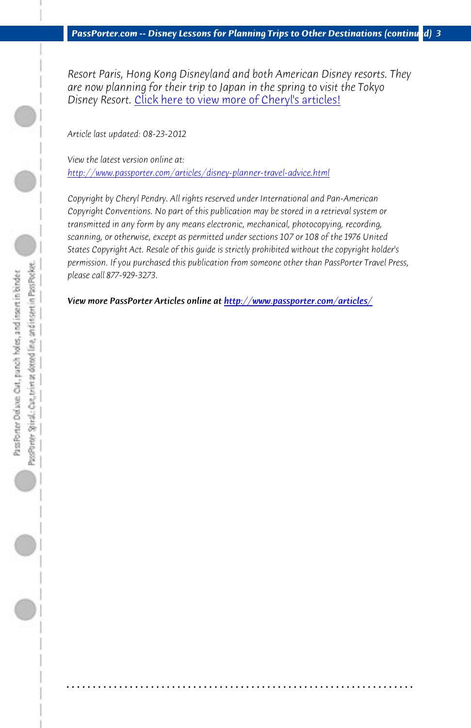*Resort Paris, Hong Kong Disneyland and both American Disney resorts. They are now planning for their trip to Japan in the spring to visit the Tokyo Disney Resort.* Click here to view more of Cheryl's articles!

*Article last updated: 08-23-2012*

*View the latest version online at:*
*http://www.passporter.com/articles/disney-planner-travel-advice.html*

*Copyright by Cheryl Pendry. All rights reserved under International and Pan-American Copyright Conventions. No part of this publication may be stored in a retrieval system or transmitted in any form by any means electronic, mechanical, photocopying, recording, scanning, or otherwise, except as permitted under sections 107 or 108 of the 1976 United States Copyright Act. Resale of this guide is strictly prohibited without the copyright holder's permission. If you purchased this publication from someone other than PassPorter Travel Press, please call 877-929-3273.*

***View more PassPorter Articles online at http://www.passporter.com/articles/***